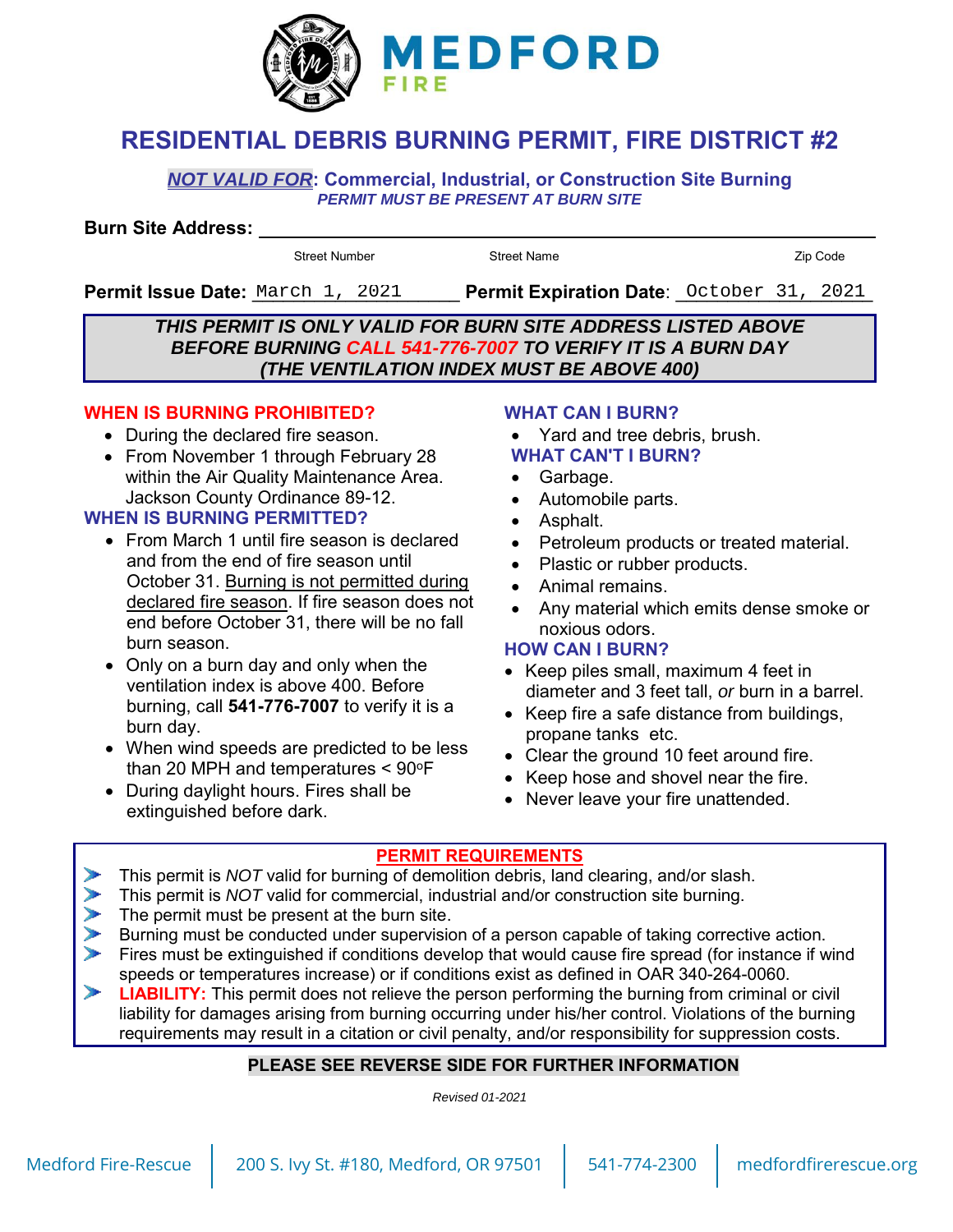# MEDFORD FIRE

## RESIDENTIAL DEBRIS BURNING PERMIT, FIRE DISTRICT #2

***NOT VALID FOR*: Commercial, Industrial, or Construction Site Burning**
***PERMIT MUST BE PRESENT AT BURN SITE***

**Burn Site Address:** ______________________________________
Street Number   Street Name   Zip Code

**Permit Issue Date:** March 1, 2021   **Permit Expiration Date:** October 31, 2021

***THIS PERMIT IS ONLY VALID FOR BURN SITE ADDRESS LISTED ABOVE***
***BEFORE BURNING CALL 541-776-7007 TO VERIFY IT IS A BURN DAY***
***(THE VENTILATION INDEX MUST BE ABOVE 400)***

### WHEN IS BURNING PROHIBITED?

- During the declared fire season.
- From November 1 through February 28 within the Air Quality Maintenance Area. Jackson County Ordinance 89-12.

### WHEN IS BURNING PERMITTED?

- From March 1 until fire season is declared and from the end of fire season until October 31. Burning is not permitted during declared fire season. If fire season does not end before October 31, there will be no fall burn season.
- Only on a burn day and only when the ventilation index is above 400. Before burning, call **541-776-7007** to verify it is a burn day.
- When wind speeds are predicted to be less than 20 MPH and temperatures < 90°F
- During daylight hours. Fires shall be extinguished before dark.

### WHAT CAN I BURN?

- Yard and tree debris, brush.

### WHAT CAN'T I BURN?

- Garbage.
- Automobile parts.
- Asphalt.
- Petroleum products or treated material.
- Plastic or rubber products.
- Animal remains.
- Any material which emits dense smoke or noxious odors.

### HOW CAN I BURN?

- Keep piles small, maximum 4 feet in diameter and 3 feet tall, *or* burn in a barrel.
- Keep fire a safe distance from buildings, propane tanks etc.
- Clear the ground 10 feet around fire.
- Keep hose and shovel near the fire.
- Never leave your fire unattended.

### PERMIT REQUIREMENTS

- This permit is *NOT* valid for burning of demolition debris, land clearing, and/or slash.
- This permit is *NOT* valid for commercial, industrial and/or construction site burning.
- The permit must be present at the burn site.
- Burning must be conducted under supervision of a person capable of taking corrective action.
- Fires must be extinguished if conditions develop that would cause fire spread (for instance if wind speeds or temperatures increase) or if conditions exist as defined in OAR 340-264-0060.
- **LIABILITY:** This permit does not relieve the person performing the burning from criminal or civil liability for damages arising from burning occurring under his/her control. Violations of the burning requirements may result in a citation or civil penalty, and/or responsibility for suppression costs.

**PLEASE SEE REVERSE SIDE FOR FURTHER INFORMATION**

*Revised 01-2021*

Medford Fire-Rescue | 200 S. Ivy St. #180, Medford, OR 97501 | 541-774-2300 | medfordfirerescue.org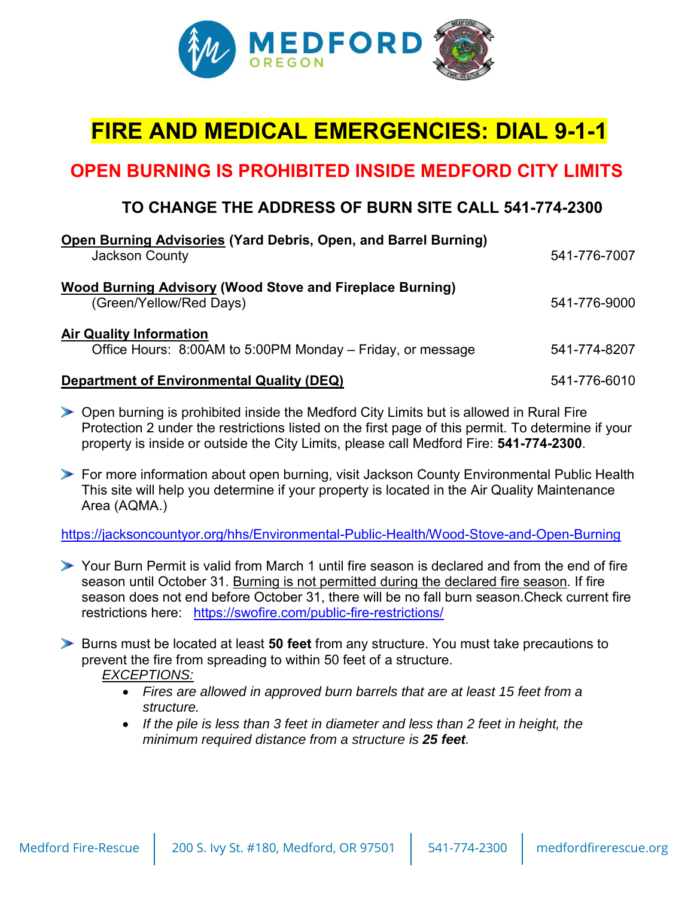# FIRE AND MEDICAL EMERGENCIES: DIAL 9-1-1

## OPEN BURNING IS PROHIBITED INSIDE MEDFORD CITY LIMITS

### TO CHANGE THE ADDRESS OF BURN SITE CALL 541-774-2300

| | |
|---|---|
| **Open Burning Advisories (Yard Debris, Open, and Barrel Burning)**<br>Jackson County | 541-776-7007 |
| **Wood Burning Advisory (Wood Stove and Fireplace Burning)**<br>(Green/Yellow/Red Days) | 541-776-9000 |
| **Air Quality Information**<br>Office Hours: 8:00AM to 5:00PM Monday – Friday, or message | 541-774-8207 |
| **Department of Environmental Quality (DEQ)** | 541-776-6010 |

- Open burning is prohibited inside the Medford City Limits but is allowed in Rural Fire Protection 2 under the restrictions listed on the first page of this permit. To determine if your property is inside or outside the City Limits, please call Medford Fire: **541-774-2300**.

- For more information about open burning, visit Jackson County Environmental Public Health This site will help you determine if your property is located in the Air Quality Maintenance Area (AQMA.)

https://jacksoncountyor.org/hhs/Environmental-Public-Health/Wood-Stove-and-Open-Burning

- Your Burn Permit is valid from March 1 until fire season is declared and from the end of fire season until October 31. Burning is not permitted during the declared fire season. If fire season does not end before October 31, there will be no fall burn season.Check current fire restrictions here: https://swofire.com/public-fire-restrictions/

- Burns must be located at least **50 feet** from any structure. You must take precautions to prevent the fire from spreading to within 50 feet of a structure.

  *EXCEPTIONS:*
  - *Fires are allowed in approved burn barrels that are at least 15 feet from a structure.*
  - *If the pile is less than 3 feet in diameter and less than 2 feet in height, the minimum required distance from a structure is **25 feet**.*

Medford Fire-Rescue | 200 S. Ivy St. #180, Medford, OR 97501 | 541-774-2300 | medfordfirerescue.org